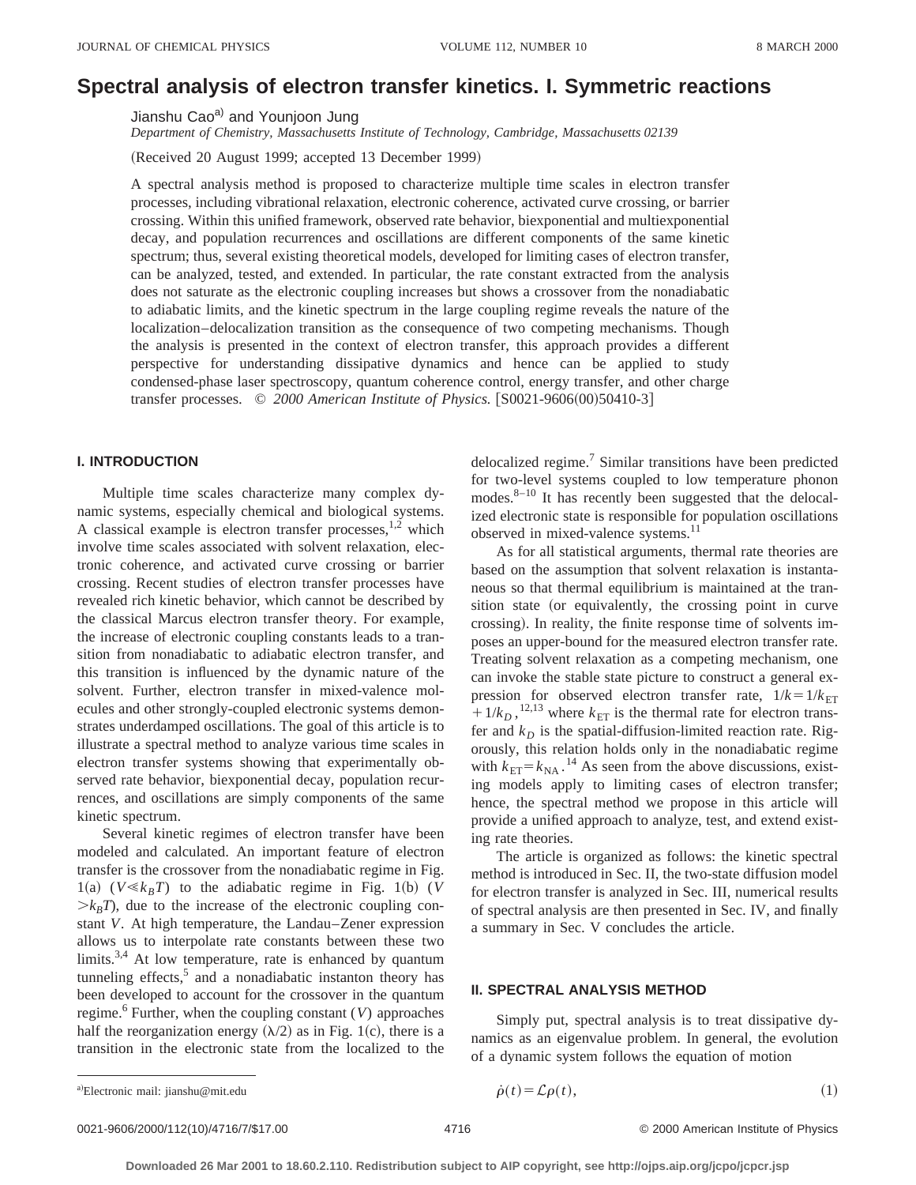# Spectral analysis of electron transfer kinetics. I. Symmetric reactions

Jianshu Cao[a] and Younjoon Jung

*Department of Chemistry, Massachusetts Institute of Technology, Cambridge, Massachusetts 02139*

(Received 20 August 1999; accepted 13 December 1999)

A spectral analysis method is proposed to characterize multiple time scales in electron transfer processes, including vibrational relaxation, electronic coherence, activated curve crossing, or barrier crossing. Within this unified framework, observed rate behavior, biexponential and multiexponential decay, and population recurrences and oscillations are different components of the same kinetic spectrum; thus, several existing theoretical models, developed for limiting cases of electron transfer, can be analyzed, tested, and extended. In particular, the rate constant extracted from the analysis does not saturate as the electronic coupling increases but shows a crossover from the nonadiabatic to adiabatic limits, and the kinetic spectrum in the large coupling regime reveals the nature of the localization–delocalization transition as the consequence of two competing mechanisms. Though the analysis is presented in the context of electron transfer, this approach provides a different perspective for understanding dissipative dynamics and hence can be applied to study condensed-phase laser spectroscopy, quantum coherence control, energy transfer, and other charge transfer processes. © *2000 American Institute of Physics.* [S0021-9606(00)50410-3]

## I. INTRODUCTION

Multiple time scales characterize many complex dynamic systems, especially chemical and biological systems. A classical example is electron transfer processes,[1,2] which involve time scales associated with solvent relaxation, electronic coherence, and activated curve crossing or barrier crossing. Recent studies of electron transfer processes have revealed rich kinetic behavior, which cannot be described by the classical Marcus electron transfer theory. For example, the increase of electronic coupling constants leads to a transition from nonadiabatic to adiabatic electron transfer, and this transition is influenced by the dynamic nature of the solvent. Further, electron transfer in mixed-valence molecules and other strongly-coupled electronic systems demonstrates underdamped oscillations. The goal of this article is to illustrate a spectral method to analyze various time scales in electron transfer systems showing that experimentally observed rate behavior, biexponential decay, population recurrences, and oscillations are simply components of the same kinetic spectrum.

Several kinetic regimes of electron transfer have been modeled and calculated. An important feature of electron transfer is the crossover from the nonadiabatic regime in Fig. 1(a) ($V \ll k_BT$) to the adiabatic regime in Fig. 1(b) ($V > k_BT$), due to the increase of the electronic coupling constant $V$. At high temperature, the Landau–Zener expression allows us to interpolate rate constants between these two limits.[3,4] At low temperature, rate is enhanced by quantum tunneling effects,[5] and a nonadiabatic instanton theory has been developed to account for the crossover in the quantum regime.[6] Further, when the coupling constant ($V$) approaches half the reorganization energy ($\lambda/2$) as in Fig. 1(c), there is a transition in the electronic state from the localized to the delocalized regime.[7] Similar transitions have been predicted for two-level systems coupled to low temperature phonon modes.[8–10] It has recently been suggested that the delocalized electronic state is responsible for population oscillations observed in mixed-valence systems.[11]

As for all statistical arguments, thermal rate theories are based on the assumption that solvent relaxation is instantaneous so that thermal equilibrium is maintained at the transition state (or equivalently, the crossing point in curve crossing). In reality, the finite response time of solvents imposes an upper-bound for the measured electron transfer rate. Treating solvent relaxation as a competing mechanism, one can invoke the stable state picture to construct a general expression for observed electron transfer rate, $1/k = 1/k_{\rm ET} + 1/k_D$,[12,13] where $k_{\rm ET}$ is the thermal rate for electron transfer and $k_D$ is the spatial-diffusion-limited reaction rate. Rigorously, this relation holds only in the nonadiabatic regime with $k_{\rm ET} = k_{\rm NA}$.[14] As seen from the above discussions, existing models apply to limiting cases of electron transfer; hence, the spectral method we propose in this article will provide a unified approach to analyze, test, and extend existing rate theories.

The article is organized as follows: the kinetic spectral method is introduced in Sec. II, the two-state diffusion model for electron transfer is analyzed in Sec. III, numerical results of spectral analysis are then presented in Sec. IV, and finally a summary in Sec. V concludes the article.

## II. SPECTRAL ANALYSIS METHOD

Simply put, spectral analysis is to treat dissipative dynamics as an eigenvalue problem. In general, the evolution of a dynamic system follows the equation of motion

$$\dot{\rho}(t) = \mathcal{L}\rho(t), \tag{1}$$

[a] Electronic mail: jianshu@mit.edu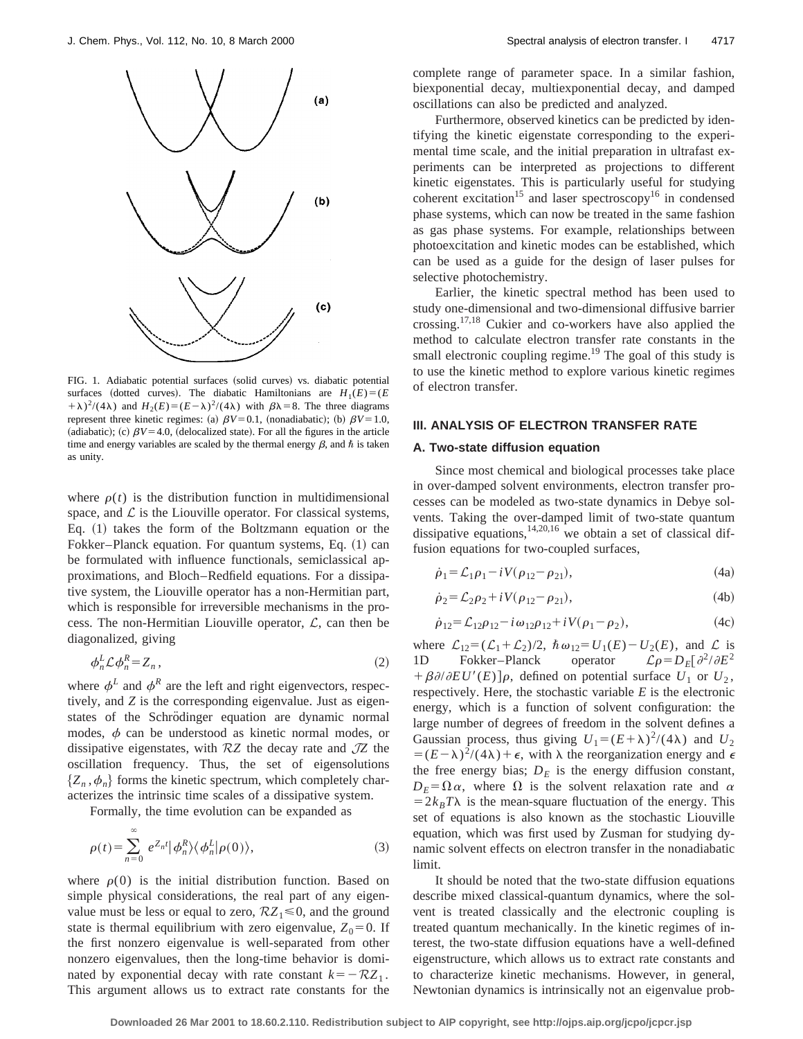FIG. 1. Adiabatic potential surfaces (solid curves) vs. diabatic potential surfaces (dotted curves). The diabatic Hamiltonians are $H_1(E)=(E+\lambda)^2/(4\lambda)$ and $H_2(E)=(E-\lambda)^2/(4\lambda)$ with $\beta\lambda=8$. The three diagrams represent three kinetic regimes: (a) $\beta V=0.1$, (nonadiabatic); (b) $\beta V=1.0$, (adiabatic); (c) $\beta V=4.0$, (delocalized state). For all the figures in the article time and energy variables are scaled by the thermal energy $\beta$, and $\hbar$ is taken as unity.

where $\rho(t)$ is the distribution function in multidimensional space, and $\mathcal{L}$ is the Liouville operator. For classical systems, Eq. (1) takes the form of the Boltzmann equation or the Fokker–Planck equation. For quantum systems, Eq. (1) can be formulated with influence functionals, semiclassical approximations, and Bloch–Redfield equations. For a dissipative system, the Liouville operator has a non-Hermitian part, which is responsible for irreversible mechanisms in the process. The non-Hermitian Liouville operator, $\mathcal{L}$, can then be diagonalized, giving

$$\phi_n^L \mathcal{L} \phi_n^R = Z_n, \tag{2}$$

where $\phi^L$ and $\phi^R$ are the left and right eigenvectors, respectively, and $Z$ is the corresponding eigenvalue. Just as eigenstates of the Schrödinger equation are dynamic normal modes, $\phi$ can be understood as kinetic normal modes, or dissipative eigenstates, with $\mathcal{R}Z$ the decay rate and $\mathcal{J}Z$ the oscillation frequency. Thus, the set of eigensolutions $\{Z_n, \phi_n\}$ forms the kinetic spectrum, which completely characterizes the intrinsic time scales of a dissipative system.

Formally, the time evolution can be expanded as

$$\rho(t) = \sum_{n=0}^{\infty} e^{Z_n t} |\phi_n^R\rangle\langle\phi_n^L|\rho(0)\rangle, \tag{3}$$

where $\rho(0)$ is the initial distribution function. Based on simple physical considerations, the real part of any eigenvalue must be less or equal to zero, $\mathcal{R}Z_1 \leq 0$, and the ground state is thermal equilibrium with zero eigenvalue, $Z_0=0$. If the first nonzero eigenvalue is well-separated from other nonzero eigenvalues, then the long-time behavior is dominated by exponential decay with rate constant $k=-\mathcal{R}Z_1$. This argument allows us to extract rate constants for the complete range of parameter space. In a similar fashion, biexponential decay, multiexponential decay, and damped oscillations can also be predicted and analyzed.

Furthermore, observed kinetics can be predicted by identifying the kinetic eigenstate corresponding to the experimental time scale, and the initial preparation in ultrafast experiments can be interpreted as projections to different kinetic eigenstates. This is particularly useful for studying coherent excitation[15] and laser spectroscopy[16] in condensed phase systems, which can now be treated in the same fashion as gas phase systems. For example, relationships between photoexcitation and kinetic modes can be established, which can be used as a guide for the design of laser pulses for selective photochemistry.

Earlier, the kinetic spectral method has been used to study one-dimensional and two-dimensional diffusive barrier crossing.[17,18] Cukier and co-workers have also applied the method to calculate electron transfer rate constants in the small electronic coupling regime.[19] The goal of this study is to use the kinetic method to explore various kinetic regimes of electron transfer.

## III. ANALYSIS OF ELECTRON TRANSFER RATE

### A. Two-state diffusion equation

Since most chemical and biological processes take place in over-damped solvent environments, electron transfer processes can be modeled as two-state dynamics in Debye solvents. Taking the over-damped limit of two-state quantum dissipative equations,[14,20,16] we obtain a set of classical diffusion equations for two-coupled surfaces,

$$\dot{\rho}_1 = \mathcal{L}_1\rho_1 - iV(\rho_{12}-\rho_{21}), \tag{4a}$$

$$\dot{\rho}_2 = \mathcal{L}_2\rho_2 + iV(\rho_{12}-\rho_{21}), \tag{4b}$$

$$\dot{\rho}_{12} = \mathcal{L}_{12}\rho_{12} - i\omega_{12}\rho_{12} + iV(\rho_1-\rho_2), \tag{4c}$$

where $\mathcal{L}_{12}=(\mathcal{L}_1+\mathcal{L}_2)/2$, $\hbar\omega_{12}=U_1(E)-U_2(E)$, and $\mathcal{L}$ is 1D Fokker–Planck operator $\mathcal{L}\rho = D_E[\partial^2/\partial E^2 + \beta\partial/\partial E U'(E)]\rho$, defined on potential surface $U_1$ or $U_2$, respectively. Here, the stochastic variable $E$ is the electronic energy, which is a function of solvent configuration: the large number of degrees of freedom in the solvent defines a Gaussian process, thus giving $U_1=(E+\lambda)^2/(4\lambda)$ and $U_2=(E-\lambda)^2/(4\lambda)+\epsilon$, with $\lambda$ the reorganization energy and $\epsilon$ the free energy bias; $D_E$ is the energy diffusion constant, $D_E=\Omega\alpha$, where $\Omega$ is the solvent relaxation rate and $\alpha=2k_BT\lambda$ is the mean-square fluctuation of the energy. This set of equations is also known as the stochastic Liouville equation, which was first used by Zusman for studying dynamic solvent effects on electron transfer in the nonadiabatic limit.

It should be noted that the two-state diffusion equations describe mixed classical-quantum dynamics, where the solvent is treated classically and the electronic coupling is treated quantum mechanically. In the kinetic regimes of interest, the two-state diffusion equations have a well-defined eigenstructure, which allows us to extract rate constants and to characterize kinetic mechanisms. However, in general, Newtonian dynamics is intrinsically not an eigenvalue prob-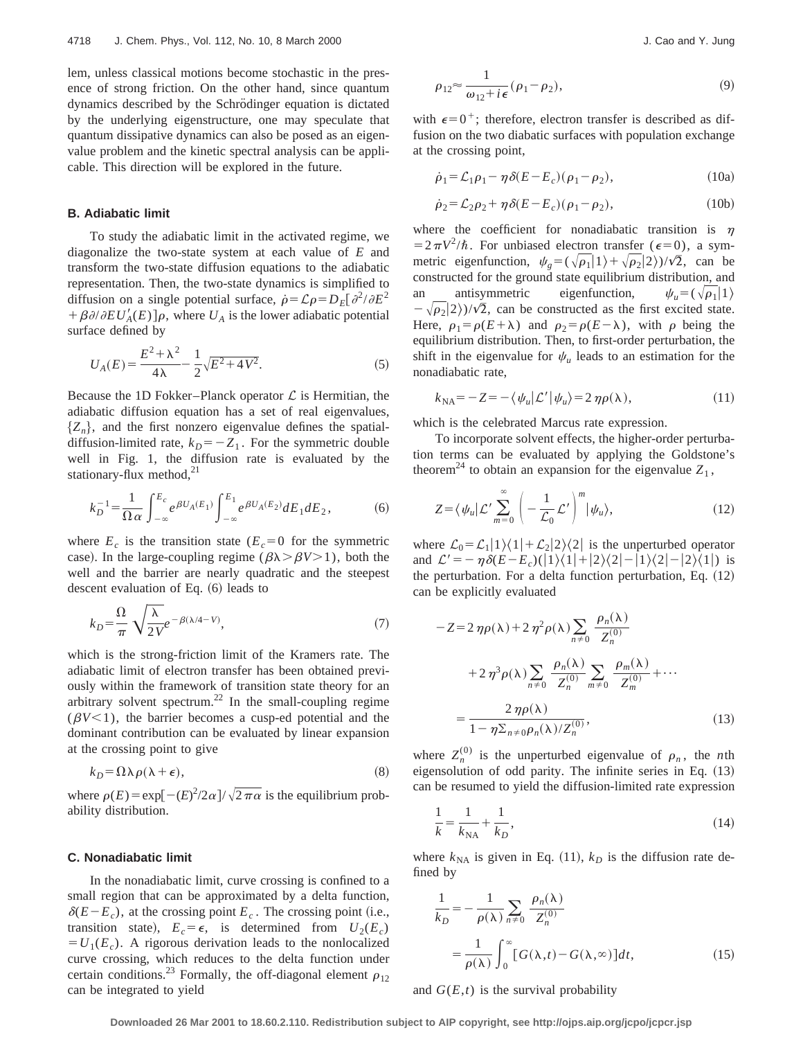lem, unless classical motions become stochastic in the presence of strong friction. On the other hand, since quantum dynamics described by the Schrödinger equation is dictated by the underlying eigenstructure, one may speculate that quantum dissipative dynamics can also be posed as an eigenvalue problem and the kinetic spectral analysis can be applicable. This direction will be explored in the future.

### B. Adiabatic limit

To study the adiabatic limit in the activated regime, we diagonalize the two-state system at each value of $E$ and transform the two-state diffusion equations to the adiabatic representation. Then, the two-state dynamics is simplified to diffusion on a single potential surface, $\dot{\rho}=\mathcal{L}\rho=D_E[\partial^2/\partial E^2+\beta\partial/\partial E U_A'(E)]\rho$, where $U_A$ is the lower adiabatic potential surface defined by

$$U_A(E)=\frac{E^2+\lambda^2}{4\lambda}-\frac{1}{2}\sqrt{E^2+4V^2}. \tag{5}$$

Because the 1D Fokker–Planck operator $\mathcal{L}$ is Hermitian, the adiabatic diffusion equation has a set of real eigenvalues, $\{Z_n\}$, and the first nonzero eigenvalue defines the spatial-diffusion-limited rate, $k_D=-Z_1$. For the symmetric double well in Fig. 1, the diffusion rate is evaluated by the stationary-flux method,[21]

$$k_D^{-1}=\frac{1}{\Omega\alpha}\int_{-\infty}^{E_c}e^{\beta U_A(E_1)}\int_{-\infty}^{E_1}e^{\beta U_A(E_2)}dE_1dE_2, \tag{6}$$

where $E_c$ is the transition state ($E_c=0$ for the symmetric case). In the large-coupling regime ($\beta\lambda>\beta V>1$), both the well and the barrier are nearly quadratic and the steepest descent evaluation of Eq. (6) leads to

$$k_D=\frac{\Omega}{\pi}\sqrt{\frac{\lambda}{2V}}e^{-\beta(\lambda/4-V)}, \tag{7}$$

which is the strong-friction limit of the Kramers rate. The adiabatic limit of electron transfer has been obtained previously within the framework of transition state theory for an arbitrary solvent spectrum.[22] In the small-coupling regime ($\beta V<1$), the barrier becomes a cusp-ed potential and the dominant contribution can be evaluated by linear expansion at the crossing point to give

$$k_D=\Omega\lambda\rho(\lambda+\epsilon), \tag{8}$$

where $\rho(E)=\exp[-(E)^2/2\alpha]/\sqrt{2\pi\alpha}$ is the equilibrium probability distribution.

### C. Nonadiabatic limit

In the nonadiabatic limit, curve crossing is confined to a small region that can be approximated by a delta function, $\delta(E-E_c)$, at the crossing point $E_c$. The crossing point (i.e., transition state), $E_c=\epsilon$, is determined from $U_2(E_c)=U_1(E_c)$. A rigorous derivation leads to the nonlocalized curve crossing, which reduces to the delta function under certain conditions.[23] Formally, the off-diagonal element $\rho_{12}$ can be integrated to yield

$$\rho_{12}\approx\frac{1}{\omega_{12}+i\epsilon}(\rho_1-\rho_2), \tag{9}$$

with $\epsilon=0^+$; therefore, electron transfer is described as diffusion on the two diabatic surfaces with population exchange at the crossing point,

$$\dot{\rho}_1=\mathcal{L}_1\rho_1-\eta\delta(E-E_c)(\rho_1-\rho_2), \tag{10a}$$

$$\dot{\rho}_2=\mathcal{L}_2\rho_2+\eta\delta(E-E_c)(\rho_1-\rho_2), \tag{10b}$$

where the coefficient for nonadiabatic transition is $\eta=2\pi V^2/\hbar$. For unbiased electron transfer ($\epsilon=0$), a symmetric eigenfunction, $\psi_g=(\sqrt{\rho_1}|1\rangle+\sqrt{\rho_2}|2\rangle)/\sqrt{2}$, can be constructed for the ground state equilibrium distribution, and an antisymmetric eigenfunction, $\psi_u=(\sqrt{\rho_1}|1\rangle-\sqrt{\rho_2}|2\rangle)/\sqrt{2}$, can be constructed as the first excited state. Here, $\rho_1=\rho(E+\lambda)$ and $\rho_2=\rho(E-\lambda)$, with $\rho$ being the equilibrium distribution. Then, to first-order perturbation, the shift in the eigenvalue for $\psi_u$ leads to an estimation for the nonadiabatic rate,

$$k_{\mathrm{NA}}=-Z=-\langle\psi_u|\mathcal{L}'|\psi_u\rangle=2\eta\rho(\lambda), \tag{11}$$

which is the celebrated Marcus rate expression.

To incorporate solvent effects, the higher-order perturbation terms can be evaluated by applying the Goldstone's theorem[24] to obtain an expansion for the eigenvalue $Z_1$,

$$Z=\langle\psi_u|\mathcal{L}'\sum_{m=0}^{\infty}\left(-\frac{1}{\mathcal{L}_0}\mathcal{L}'\right)^m|\psi_u\rangle, \tag{12}$$

where $\mathcal{L}_0=\mathcal{L}_1|1\rangle\langle 1|+\mathcal{L}_2|2\rangle\langle 2|$ is the unperturbed operator and $\mathcal{L}'=-\eta\delta(E-E_c)(|1\rangle\langle 1|+|2\rangle\langle 2|-|1\rangle\langle 2|-|2\rangle\langle 1|)$ is the perturbation. For a delta function perturbation, Eq. (12) can be explicitly evaluated

$$\begin{aligned}-Z&=2\eta\rho(\lambda)+2\eta^2\rho(\lambda)\sum_{n\neq 0}\frac{\rho_n(\lambda)}{Z_n^{(0)}}\\&\quad+2\eta^3\rho(\lambda)\sum_{n\neq 0}\frac{\rho_n(\lambda)}{Z_n^{(0)}}\sum_{m\neq 0}\frac{\rho_m(\lambda)}{Z_m^{(0)}}+\cdots\\&=\frac{2\eta\rho(\lambda)}{1-\eta\sum_{n\neq 0}\rho_n(\lambda)/Z_n^{(0)}},\end{aligned} \tag{13}$$

where $Z_n^{(0)}$ is the unperturbed eigenvalue of $\rho_n$, the $n$th eigensolution of odd parity. The infinite series in Eq. (13) can be resumed to yield the diffusion-limited rate expression

$$\frac{1}{k}=\frac{1}{k_{\mathrm{NA}}}+\frac{1}{k_D}, \tag{14}$$

where $k_{\mathrm{NA}}$ is given in Eq. (11), $k_D$ is the diffusion rate defined by

$$\begin{aligned}\frac{1}{k_D}&=-\frac{1}{\rho(\lambda)}\sum_{n\neq 0}\frac{\rho_n(\lambda)}{Z_n^{(0)}}\\&=\frac{1}{\rho(\lambda)}\int_0^{\infty}[G(\lambda,t)-G(\lambda,\infty)]dt,\end{aligned} \tag{15}$$

and $G(E,t)$ is the survival probability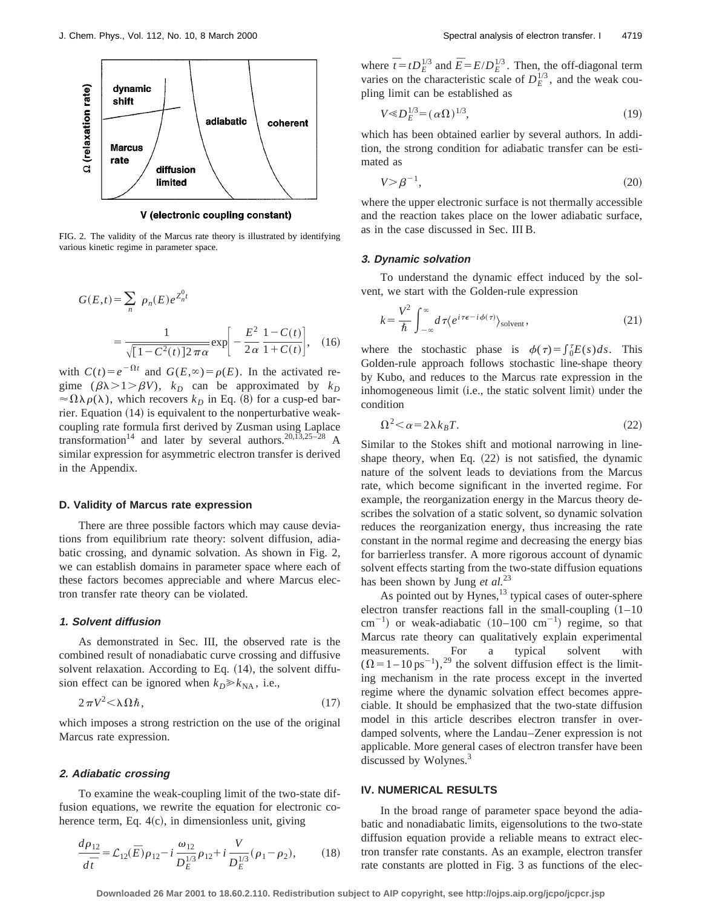FIG. 2. The validity of the Marcus rate theory is illustrated by identifying various kinetic regime in parameter space.

$$G(E,t) = \sum_n \rho_n(E) e^{Z_n^0 t}$$

$$= \frac{1}{\sqrt{[1-C^2(t)]2\pi\alpha}} \exp\left[-\frac{E^2}{2\alpha}\frac{1-C(t)}{1+C(t)}\right], \quad (16)$$

with $C(t)=e^{-\Omega t}$ and $G(E,\infty)=\rho(E)$. In the activated regime ($\beta\lambda > 1 > \beta V$), $k_D$ can be approximated by $k_D \approx \Omega\lambda\rho(\lambda)$, which recovers $k_D$ in Eq. (8) for a cusp-ed barrier. Equation (14) is equivalent to the nonperturbative weak-coupling rate formula first derived by Zusman using Laplace transformation[14] and later by several authors.[20,13,25–28] A similar expression for asymmetric electron transfer is derived in the Appendix.

### D. Validity of Marcus rate expression

There are three possible factors which may cause deviations from equilibrium rate theory: solvent diffusion, adiabatic crossing, and dynamic solvation. As shown in Fig. 2, we can establish domains in parameter space where each of these factors becomes appreciable and where Marcus electron transfer rate theory can be violated.

#### 1. Solvent diffusion

As demonstrated in Sec. III, the observed rate is the combined result of nonadiabatic curve crossing and diffusive solvent relaxation. According to Eq. (14), the solvent diffusion effect can be ignored when $k_D \gg k_{\rm NA}$, i.e.,

$$2\pi V^2 < \lambda\Omega\hbar, \quad (17)$$

which imposes a strong restriction on the use of the original Marcus rate expression.

#### 2. Adiabatic crossing

To examine the weak-coupling limit of the two-state diffusion equations, we rewrite the equation for electronic coherence term, Eq. 4(c), in dimensionless unit, giving

$$\frac{d\rho_{12}}{d\bar{t}} = \mathcal{L}_{12}(\bar{E})\rho_{12} - i\frac{\omega_{12}}{D_E^{1/3}}\rho_{12} + i\frac{V}{D_E^{1/3}}(\rho_1 - \rho_2), \quad (18)$$

where $\bar{t} = tD_E^{1/3}$ and $\bar{E} = E/D_E^{1/3}$. Then, the off-diagonal term varies on the characteristic scale of $D_E^{1/3}$, and the weak coupling limit can be established as

$$V \ll D_E^{1/3} = (\alpha\Omega)^{1/3}, \quad (19)$$

which has been obtained earlier by several authors. In addition, the strong condition for adiabatic transfer can be estimated as

$$V > \beta^{-1}, \quad (20)$$

where the upper electronic surface is not thermally accessible and the reaction takes place on the lower adiabatic surface, as in the case discussed in Sec. III B.

#### 3. Dynamic solvation

To understand the dynamic effect induced by the solvent, we start with the Golden-rule expression

$$k = \frac{V^2}{\hbar}\int_{-\infty}^{\infty} d\tau \langle e^{i\tau\epsilon - i\phi(\tau)}\rangle_{\rm solvent}, \quad (21)$$

where the stochastic phase is $\phi(\tau) = \int_0^\tau E(s)ds$. This Golden-rule approach follows stochastic line-shape theory by Kubo, and reduces to the Marcus rate expression in the inhomogeneous limit (i.e., the static solvent limit) under the condition

$$\Omega^2 < \alpha = 2\lambda k_B T. \quad (22)$$

Similar to the Stokes shift and motional narrowing in line-shape theory, when Eq. (22) is not satisfied, the dynamic nature of the solvent leads to deviations from the Marcus rate, which become significant in the inverted regime. For example, the reorganization energy in the Marcus theory describes the solvation of a static solvent, so dynamic solvation reduces the reorganization energy, thus increasing the rate constant in the normal regime and decreasing the energy bias for barrierless transfer. A more rigorous account of dynamic solvent effects starting from the two-state diffusion equations has been shown by Jung *et al.*[23]

As pointed out by Hynes,[13] typical cases of outer-sphere electron transfer reactions fall in the small-coupling (1–10 cm$^{-1}$) or weak-adiabatic (10–100 cm$^{-1}$) regime, so that Marcus rate theory can qualitatively explain experimental measurements. For a typical solvent with ($\Omega = 1-10\ {\rm ps}^{-1}$),[29] the solvent diffusion effect is the limiting mechanism in the rate process except in the inverted regime where the dynamic solvation effect becomes appreciable. It should be emphasized that the two-state diffusion model in this article describes electron transfer in overdamped solvents, where the Landau–Zener expression is not applicable. More general cases of electron transfer have been discussed by Wolynes.[3]

## IV. NUMERICAL RESULTS

In the broad range of parameter space beyond the adiabatic and nonadiabatic limits, eigensolutions to the two-state diffusion equation provide a reliable means to extract electron transfer rate constants. As an example, electron transfer rate constants are plotted in Fig. 3 as functions of the elec-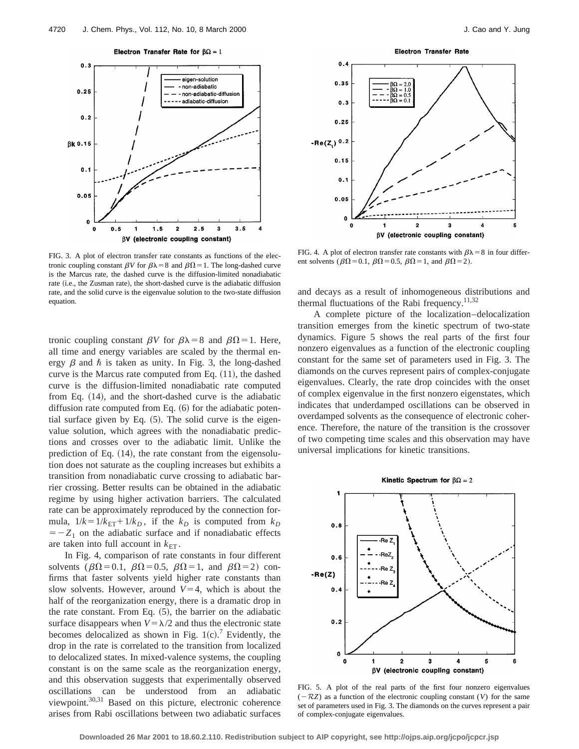FIG. 3. A plot of electron transfer rate constants as functions of the electronic coupling constant $\beta V$ for $\beta\lambda = 8$ and $\beta\Omega = 1$. The long-dashed curve is the Marcus rate, the dashed curve is the diffusion-limited nonadiabatic rate (i.e., the Zusman rate), the short-dashed curve is the adiabatic diffusion rate, and the solid curve is the eigenvalue solution to the two-state diffusion equation.

FIG. 4. A plot of electron transfer rate constants with $\beta\lambda = 8$ in four different solvents ($\beta\Omega = 0.1$, $\beta\Omega = 0.5$, $\beta\Omega = 1$, and $\beta\Omega = 2$).

tronic coupling constant $\beta V$ for $\beta\lambda = 8$ and $\beta\Omega = 1$. Here, all time and energy variables are scaled by the thermal energy $\beta$ and $\hbar$ is taken as unity. In Fig. 3, the long-dashed curve is the Marcus rate computed from Eq. (11), the dashed curve is the diffusion-limited nonadiabatic rate computed from Eq. (14), and the short-dashed curve is the adiabatic diffusion rate computed from Eq. (6) for the adiabatic potential surface given by Eq. (5). The solid curve is the eigenvalue solution, which agrees with the nonadiabatic predictions and crosses over to the adiabatic limit. Unlike the prediction of Eq. (14), the rate constant from the eigensolution does not saturate as the coupling increases but exhibits a transition from nonadiabatic curve crossing to adiabatic barrier crossing. Better results can be obtained in the adiabatic regime by using higher activation barriers. The calculated rate can be approximately reproduced by the connection formula, $1/k = 1/k_{\mathrm{ET}} + 1/k_D$, if the $k_D$ is computed from $k_D = -Z_1$ on the adiabatic surface and if nonadiabatic effects are taken into full account in $k_{\mathrm{ET}}$.

In Fig. 4, comparison of rate constants in four different solvents ($\beta\Omega = 0.1$, $\beta\Omega = 0.5$, $\beta\Omega = 1$, and $\beta\Omega = 2$) confirms that faster solvents yield higher rate constants than slow solvents. However, around $V = 4$, which is about the half of the reorganization energy, there is a dramatic drop in the rate constant. From Eq. (5), the barrier on the adiabatic surface disappears when $V = \lambda/2$ and thus the electronic state becomes delocalized as shown in Fig. 1(c).[7] Evidently, the drop in the rate is correlated to the transition from localized to delocalized states. In mixed-valence systems, the coupling constant is on the same scale as the reorganization energy, and this observation suggests that experimentally observed oscillations can be understood from an adiabatic viewpoint.[30,31] Based on this picture, electronic coherence arises from Rabi oscillations between two adiabatic surfaces and decays as a result of inhomogeneous distributions and thermal fluctuations of the Rabi frequency.[11,32]

A complete picture of the localization–delocalization transition emerges from the kinetic spectrum of two-state dynamics. Figure 5 shows the real parts of the first four nonzero eigenvalues as a function of the electronic coupling constant for the same set of parameters used in Fig. 3. The diamonds on the curves represent pairs of complex-conjugate eigenvalues. Clearly, the rate drop coincides with the onset of complex eigenvalue in the first nonzero eigenstates, which indicates that underdamped oscillations can be observed in overdamped solvents as the consequence of electronic coherence. Therefore, the nature of the transition is the crossover of two competing time scales and this observation may have universal implications for kinetic transitions.

FIG. 5. A plot of the real parts of the first four nonzero eigenvalues ($-\mathcal{R}Z$) as a function of the electronic coupling constant ($V$) for the same set of parameters used in Fig. 3. The diamonds on the curves represent a pair of complex-conjugate eigenvalues.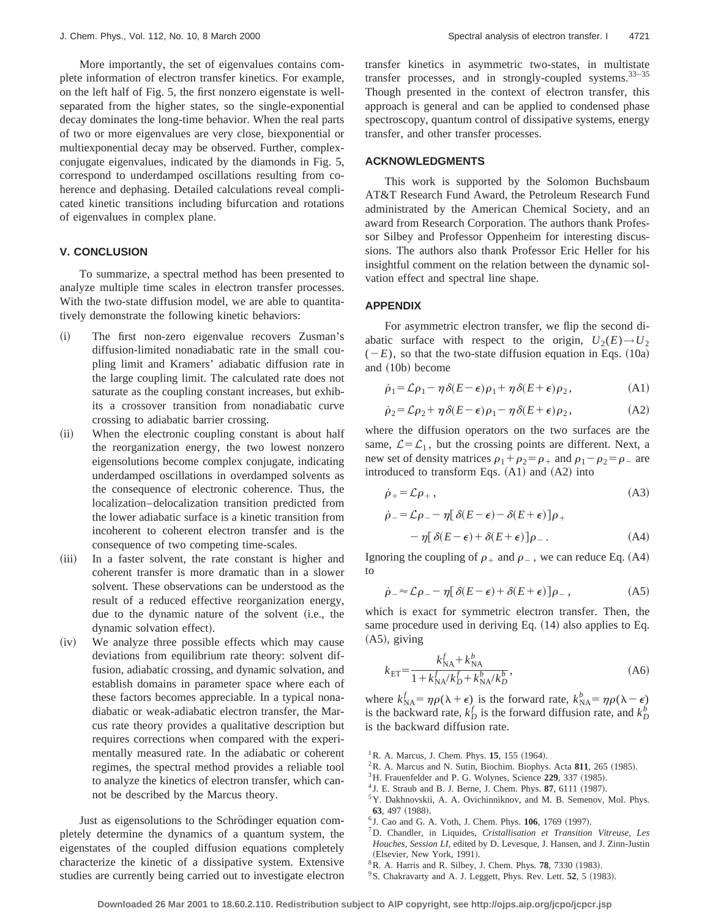More importantly, the set of eigenvalues contains complete information of electron transfer kinetics. For example, on the left half of Fig. 5, the first nonzero eigenstate is well-separated from the higher states, so the single-exponential decay dominates the long-time behavior. When the real parts of two or more eigenvalues are very close, biexponential or multiexponential decay may be observed. Further, complex-conjugate eigenvalues, indicated by the diamonds in Fig. 5, correspond to underdamped oscillations resulting from coherence and dephasing. Detailed calculations reveal complicated kinetic transitions including bifurcation and rotations of eigenvalues in complex plane.

## V. CONCLUSION

To summarize, a spectral method has been presented to analyze multiple time scales in electron transfer processes. With the two-state diffusion model, we are able to quantitatively demonstrate the following kinetic behaviors:

(i) The first non-zero eigenvalue recovers Zusman's diffusion-limited nonadiabatic rate in the small coupling limit and Kramers' adiabatic diffusion rate in the large coupling limit. The calculated rate does not saturate as the coupling constant increases, but exhibits a crossover transition from nonadiabatic curve crossing to adiabatic barrier crossing.

(ii) When the electronic coupling constant is about half the reorganization energy, the two lowest nonzero eigensolutions become complex conjugate, indicating underdamped oscillations in overdamped solvents as the consequence of electronic coherence. Thus, the localization–delocalization transition predicted from the lower adiabatic surface is a kinetic transition from incoherent to coherent electron transfer and is the consequence of two competing time-scales.

(iii) In a faster solvent, the rate constant is higher and coherent transfer is more dramatic than in a slower solvent. These observations can be understood as the result of a reduced effective reorganization energy, due to the dynamic nature of the solvent (i.e., the dynamic solvation effect).

(iv) We analyze three possible effects which may cause deviations from equilibrium rate theory: solvent diffusion, adiabatic crossing, and dynamic solvation, and establish domains in parameter space where each of these factors becomes appreciable. In a typical nonadiabatic or weak-adiabatic electron transfer, the Marcus rate theory provides a qualitative description but requires corrections when compared with the experimentally measured rate. In the adiabatic or coherent regimes, the spectral method provides a reliable tool to analyze the kinetics of electron transfer, which cannot be described by the Marcus theory.

Just as eigensolutions to the Schrödinger equation completely determine the dynamics of a quantum system, the eigenstates of the coupled diffusion equations completely characterize the kinetic of a dissipative system. Extensive studies are currently being carried out to investigate electron transfer kinetics in asymmetric two-states, in multistate transfer processes, and in strongly-coupled systems.[33–35] Though presented in the context of electron transfer, this approach is general and can be applied to condensed phase spectroscopy, quantum control of dissipative systems, energy transfer, and other transfer processes.

## ACKNOWLEDGMENTS

This work is supported by the Solomon Buchsbaum AT&T Research Fund Award, the Petroleum Research Fund administrated by the American Chemical Society, and an award from Research Corporation. The authors thank Professor Silbey and Professor Oppenheim for interesting discussions. The authors also thank Professor Eric Heller for his insightful comment on the relation between the dynamic solvation effect and spectral line shape.

## APPENDIX

For asymmetric electron transfer, we flip the second diabatic surface with respect to the origin, $U_2(E) \to U_2(-E)$, so that the two-state diffusion equation in Eqs. (10a) and (10b) become

$$\dot{\rho}_1 = \mathcal{L}\rho_1 - \eta\delta(E-\epsilon)\rho_1 + \eta\delta(E+\epsilon)\rho_2, \tag{A1}$$

$$\dot{\rho}_2 = \mathcal{L}\rho_2 + \eta\delta(E-\epsilon)\rho_1 - \eta\delta(E+\epsilon)\rho_2, \tag{A2}$$

where the diffusion operators on the two surfaces are the same, $\mathcal{L} = \mathcal{L}_1$, but the crossing points are different. Next, a new set of density matrices $\rho_1 + \rho_2 = \rho_+$ and $\rho_1 - \rho_2 = \rho_-$ are introduced to transform Eqs. (A1) and (A2) into

$$\dot{\rho}_+ = \mathcal{L}\rho_+, \tag{A3}$$

$$\dot{\rho}_- = \mathcal{L}\rho_- - \eta[\delta(E-\epsilon) - \delta(E+\epsilon)]\rho_+ - \eta[\delta(E-\epsilon) + \delta(E+\epsilon)]\rho_-. \tag{A4}$$

Ignoring the coupling of $\rho_+$ and $\rho_-$, we can reduce Eq. (A4) to

$$\dot{\rho}_- \approx \mathcal{L}\rho_- - \eta[\delta(E-\epsilon) + \delta(E+\epsilon)]\rho_-, \tag{A5}$$

which is exact for symmetric electron transfer. Then, the same procedure used in deriving Eq. (14) also applies to Eq. (A5), giving

$$k_{\rm ET} = \frac{k_{\rm NA}^f + k_{\rm NA}^b}{1 + k_{\rm NA}^f/k_D^f + k_{\rm NA}^b/k_D^b}, \tag{A6}$$

where $k_{\rm NA}^f = \eta\rho(\lambda+\epsilon)$ is the forward rate, $k_{\rm NA}^b = \eta\rho(\lambda-\epsilon)$ is the backward rate, $k_D^f$ is the forward diffusion rate, and $k_D^b$ is the backward diffusion rate.

[1] R. A. Marcus, J. Chem. Phys. **15**, 155 (1964).
[2] R. A. Marcus and N. Sutin, Biochim. Biophys. Acta **811**, 265 (1985).
[3] H. Frauenfelder and P. G. Wolynes, Science **229**, 337 (1985).
[4] J. E. Straub and B. J. Berne, J. Chem. Phys. **87**, 6111 (1987).
[5] Y. Dakhnovskii, A. A. Ovichinniknov, and M. B. Semenov, Mol. Phys. **63**, 497 (1988).
[6] J. Cao and G. A. Voth, J. Chem. Phys. **106**, 1769 (1997).
[7] D. Chandler, in Liquides, *Cristallisation et Transition Vitreuse, Les Houches, Session LI*, edited by D. Levesque, J. Hansen, and J. Zinn-Justin (Elsevier, New York, 1991).
[8] R. A. Harris and R. Silbey, J. Chem. Phys. **78**, 7330 (1983).
[9] S. Chakravarty and A. J. Leggett, Phys. Rev. Lett. **52**, 5 (1983).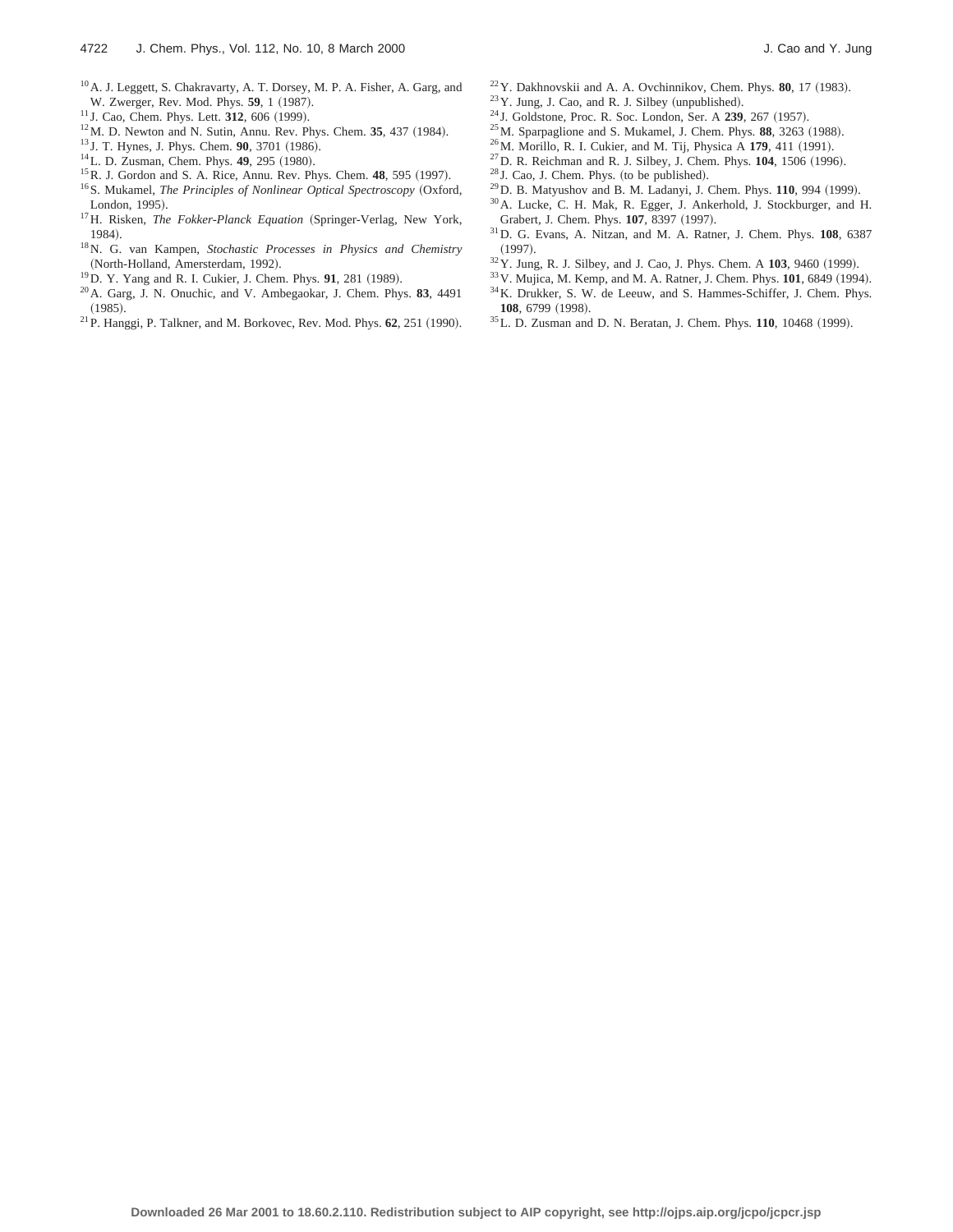[10] A. J. Leggett, S. Chakravarty, A. T. Dorsey, M. P. A. Fisher, A. Garg, and W. Zwerger, Rev. Mod. Phys. **59**, 1 (1987).

[11] J. Cao, Chem. Phys. Lett. **312**, 606 (1999).

[12] M. D. Newton and N. Sutin, Annu. Rev. Phys. Chem. **35**, 437 (1984).

[13] J. T. Hynes, J. Phys. Chem. **90**, 3701 (1986).

[14] L. D. Zusman, Chem. Phys. **49**, 295 (1980).

[15] R. J. Gordon and S. A. Rice, Annu. Rev. Phys. Chem. **48**, 595 (1997).

[16] S. Mukamel, *The Principles of Nonlinear Optical Spectroscopy* (Oxford, London, 1995).

[17] H. Risken, *The Fokker-Planck Equation* (Springer-Verlag, New York, 1984).

[18] N. G. van Kampen, *Stochastic Processes in Physics and Chemistry* (North-Holland, Amersterdam, 1992).

[19] D. Y. Yang and R. I. Cukier, J. Chem. Phys. **91**, 281 (1989).

[20] A. Garg, J. N. Onuchic, and V. Ambegaokar, J. Chem. Phys. **83**, 4491 (1985).

[21] P. Hanggi, P. Talkner, and M. Borkovec, Rev. Mod. Phys. **62**, 251 (1990).

[22] Y. Dakhnovskii and A. A. Ovchinnikov, Chem. Phys. **80**, 17 (1983).

[23] Y. Jung, J. Cao, and R. J. Silbey (unpublished).

[24] J. Goldstone, Proc. R. Soc. London, Ser. A **239**, 267 (1957).

[25] M. Sparpaglione and S. Mukamel, J. Chem. Phys. **88**, 3263 (1988).

[26] M. Morillo, R. I. Cukier, and M. Tij, Physica A **179**, 411 (1991).

[27] D. R. Reichman and R. J. Silbey, J. Chem. Phys. **104**, 1506 (1996).

[28] J. Cao, J. Chem. Phys. (to be published).

[29] D. B. Matyushov and B. M. Ladanyi, J. Chem. Phys. **110**, 994 (1999).

[30] A. Lucke, C. H. Mak, R. Egger, J. Ankerhold, J. Stockburger, and H. Grabert, J. Chem. Phys. **107**, 8397 (1997).

[31] D. G. Evans, A. Nitzan, and M. A. Ratner, J. Chem. Phys. **108**, 6387 (1997).

[32] Y. Jung, R. J. Silbey, and J. Cao, J. Phys. Chem. A **103**, 9460 (1999).

[33] V. Mujica, M. Kemp, and M. A. Ratner, J. Chem. Phys. **101**, 6849 (1994).

[34] K. Drukker, S. W. de Leeuw, and S. Hammes-Schiffer, J. Chem. Phys. **108**, 6799 (1998).

[35] L. D. Zusman and D. N. Beratan, J. Chem. Phys. **110**, 10468 (1999).